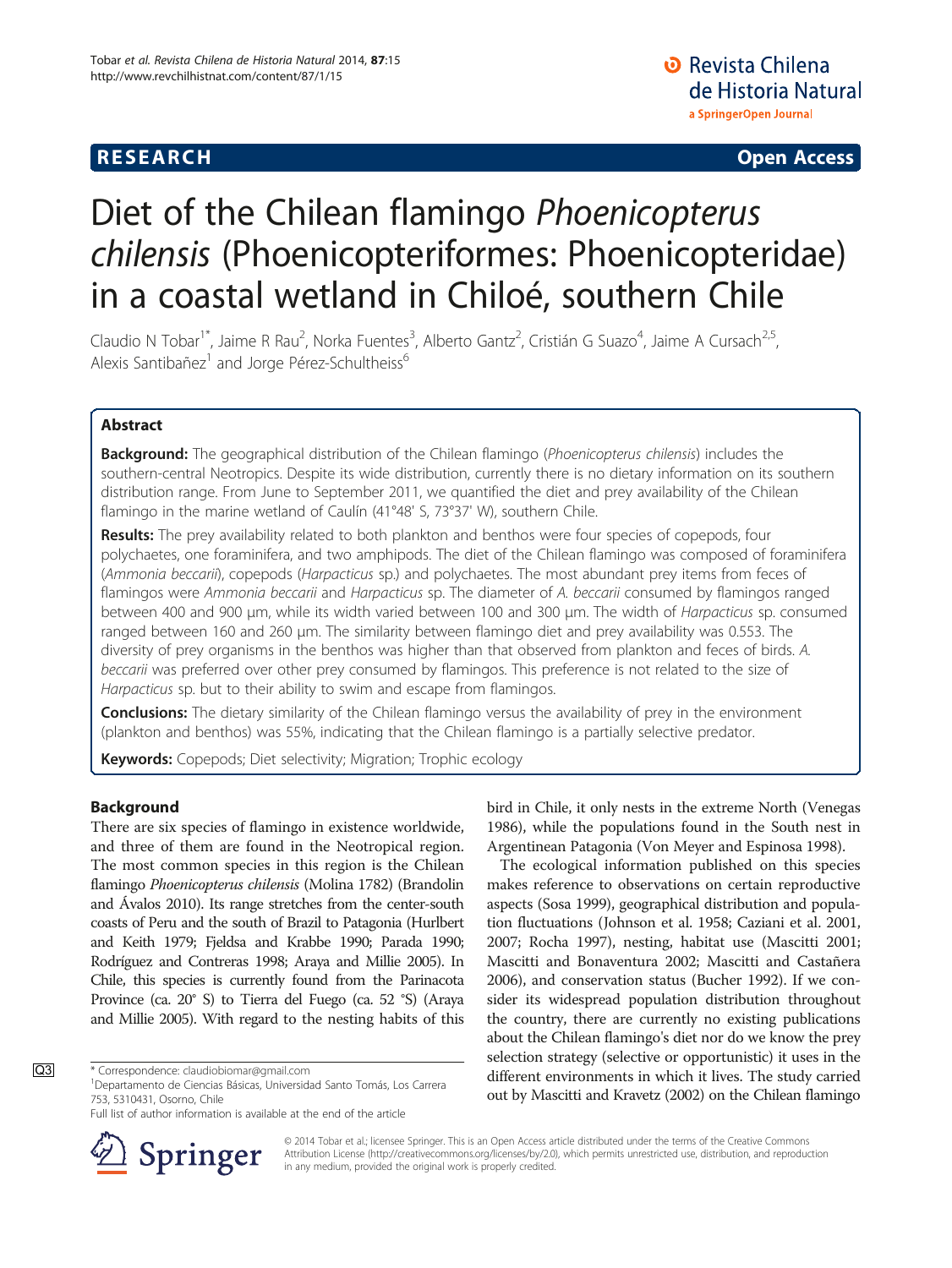**RESEARCH** **Open Access**

# Diet of the Chilean flamingo *Phoenicopterus chilensis* (Phoenicopteriformes: Phoenicopteridae) in a coastal wetland in Chiloé, southern Chile

Claudio N Tobar[1*], Jaime R Rau[2], Norka Fuentes[3], Alberto Gantz[2], Cristián G Suazo[4], Jaime A Cursach[2,5], Alexis Santibañez[1] and Jorge Pérez-Schultheiss[6]

## Abstract

**Background:** The geographical distribution of the Chilean flamingo (*Phoenicopterus chilensis*) includes the southern-central Neotropics. Despite its wide distribution, currently there is no dietary information on its southern distribution range. From June to September 2011, we quantified the diet and prey availability of the Chilean flamingo in the marine wetland of Caulín (41°48' S, 73°37' W), southern Chile.

**Results:** The prey availability related to both plankton and benthos were four species of copepods, four polychaetes, one foraminifera, and two amphipods. The diet of the Chilean flamingo was composed of foraminifera (*Ammonia beccarii*), copepods (*Harpacticus* sp.) and polychaetes. The most abundant prey items from feces of flamingos were *Ammonia beccarii* and *Harpacticus* sp. The diameter of *A. beccarii* consumed by flamingos ranged between 400 and 900 μm, while its width varied between 100 and 300 μm. The width of *Harpacticus* sp. consumed ranged between 160 and 260 μm. The similarity between flamingo diet and prey availability was 0.553. The diversity of prey organisms in the benthos was higher than that observed from plankton and feces of birds. *A. beccarii* was preferred over other prey consumed by flamingos. This preference is not related to the size of *Harpacticus* sp. but to their ability to swim and escape from flamingos.

**Conclusions:** The dietary similarity of the Chilean flamingo versus the availability of prey in the environment (plankton and benthos) was 55%, indicating that the Chilean flamingo is a partially selective predator.

**Keywords:** Copepods; Diet selectivity; Migration; Trophic ecology

## Background

There are six species of flamingo in existence worldwide, and three of them are found in the Neotropical region. The most common species in this region is the Chilean flamingo *Phoenicopterus chilensis* (Molina 1782) (Brandolin and Ávalos 2010). Its range stretches from the center-south coasts of Peru and the south of Brazil to Patagonia (Hurlbert and Keith 1979; Fjeldsa and Krabbe 1990; Parada 1990; Rodríguez and Contreras 1998; Araya and Millie 2005). In Chile, this species is currently found from the Parinacota Province (ca. 20° S) to Tierra del Fuego (ca. 52 °S) (Araya and Millie 2005). With regard to the nesting habits of this bird in Chile, it only nests in the extreme North (Venegas 1986), while the populations found in the South nest in Argentinean Patagonia (Von Meyer and Espinosa 1998).

The ecological information published on this species makes reference to observations on certain reproductive aspects (Sosa 1999), geographical distribution and population fluctuations (Johnson et al. 1958; Caziani et al. 2001, 2007; Rocha 1997), nesting, habitat use (Mascitti 2001; Mascitti and Bonaventura 2002; Mascitti and Castañera 2006), and conservation status (Bucher 1992). If we consider its widespread population distribution throughout the country, there are currently no existing publications about the Chilean flamingo's diet nor do we know the prey selection strategy (selective or opportunistic) it uses in the different environments in which it lives. The study carried out by Mascitti and Kravetz (2002) on the Chilean flamingo

\* Correspondence: claudiobiomar@gmail.com
[1]Departamento de Ciencias Básicas, Universidad Santo Tomás, Los Carrera 753, 5310431, Osorno, Chile
Full list of author information is available at the end of the article

© 2014 Tobar et al.; licensee Springer. This is an Open Access article distributed under the terms of the Creative Commons Attribution License (http://creativecommons.org/licenses/by/2.0), which permits unrestricted use, distribution, and reproduction in any medium, provided the original work is properly credited.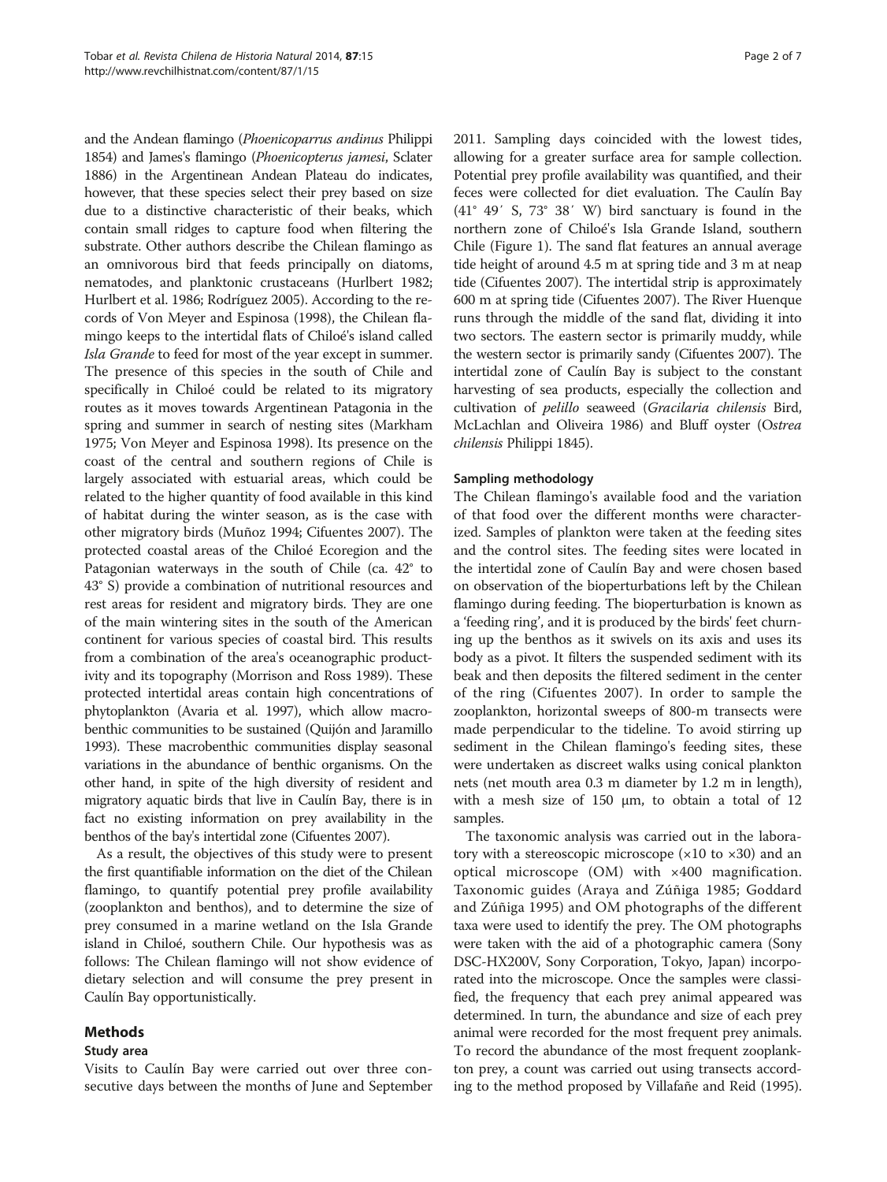and the Andean flamingo (*Phoenicoparrus andinus* Philippi 1854) and James's flamingo (*Phoenicopterus jamesi*, Sclater 1886) in the Argentinean Andean Plateau do indicates, however, that these species select their prey based on size due to a distinctive characteristic of their beaks, which contain small ridges to capture food when filtering the substrate. Other authors describe the Chilean flamingo as an omnivorous bird that feeds principally on diatoms, nematodes, and planktonic crustaceans (Hurlbert 1982; Hurlbert et al. 1986; Rodríguez 2005). According to the records of Von Meyer and Espinosa (1998), the Chilean flamingo keeps to the intertidal flats of Chiloé's island called *Isla Grande* to feed for most of the year except in summer. The presence of this species in the south of Chile and specifically in Chiloé could be related to its migratory routes as it moves towards Argentinean Patagonia in the spring and summer in search of nesting sites (Markham 1975; Von Meyer and Espinosa 1998). Its presence on the coast of the central and southern regions of Chile is largely associated with estuarial areas, which could be related to the higher quantity of food available in this kind of habitat during the winter season, as is the case with other migratory birds (Muñoz 1994; Cifuentes 2007). The protected coastal areas of the Chiloé Ecoregion and the Patagonian waterways in the south of Chile (ca. 42° to 43° S) provide a combination of nutritional resources and rest areas for resident and migratory birds. They are one of the main wintering sites in the south of the American continent for various species of coastal bird. This results from a combination of the area's oceanographic productivity and its topography (Morrison and Ross 1989). These protected intertidal areas contain high concentrations of phytoplankton (Avaria et al. 1997), which allow macrobenthic communities to be sustained (Quijón and Jaramillo 1993). These macrobenthic communities display seasonal variations in the abundance of benthic organisms. On the other hand, in spite of the high diversity of resident and migratory aquatic birds that live in Caulín Bay, there is in fact no existing information on prey availability in the benthos of the bay's intertidal zone (Cifuentes 2007).

As a result, the objectives of this study were to present the first quantifiable information on the diet of the Chilean flamingo, to quantify potential prey profile availability (zooplankton and benthos), and to determine the size of prey consumed in a marine wetland on the Isla Grande island in Chiloé, southern Chile. Our hypothesis was as follows: The Chilean flamingo will not show evidence of dietary selection and will consume the prey present in Caulín Bay opportunistically.

## Methods

### Study area

Visits to Caulín Bay were carried out over three consecutive days between the months of June and September 2011. Sampling days coincided with the lowest tides, allowing for a greater surface area for sample collection. Potential prey profile availability was quantified, and their feces were collected for diet evaluation. The Caulín Bay (41° 49′ S, 73° 38′ W) bird sanctuary is found in the northern zone of Chiloé's Isla Grande Island, southern Chile (Figure 1). The sand flat features an annual average tide height of around 4.5 m at spring tide and 3 m at neap tide (Cifuentes 2007). The intertidal strip is approximately 600 m at spring tide (Cifuentes 2007). The River Huenque runs through the middle of the sand flat, dividing it into two sectors. The eastern sector is primarily muddy, while the western sector is primarily sandy (Cifuentes 2007). The intertidal zone of Caulín Bay is subject to the constant harvesting of sea products, especially the collection and cultivation of *pelillo* seaweed (*Gracilaria chilensis* Bird, McLachlan and Oliveira 1986) and Bluff oyster (*Ostrea chilensis* Philippi 1845).

### Sampling methodology

The Chilean flamingo's available food and the variation of that food over the different months were characterized. Samples of plankton were taken at the feeding sites and the control sites. The feeding sites were located in the intertidal zone of Caulín Bay and were chosen based on observation of the bioperturbations left by the Chilean flamingo during feeding. The bioperturbation is known as a 'feeding ring', and it is produced by the birds' feet churning up the benthos as it swivels on its axis and uses its body as a pivot. It filters the suspended sediment with its beak and then deposits the filtered sediment in the center of the ring (Cifuentes 2007). In order to sample the zooplankton, horizontal sweeps of 800-m transects were made perpendicular to the tideline. To avoid stirring up sediment in the Chilean flamingo's feeding sites, these were undertaken as discreet walks using conical plankton nets (net mouth area 0.3 m diameter by 1.2 m in length), with a mesh size of 150 μm, to obtain a total of 12 samples.

The taxonomic analysis was carried out in the laboratory with a stereoscopic microscope (×10 to ×30) and an optical microscope (OM) with ×400 magnification. Taxonomic guides (Araya and Zúñiga 1985; Goddard and Zúñiga 1995) and OM photographs of the different taxa were used to identify the prey. The OM photographs were taken with the aid of a photographic camera (Sony DSC-HX200V, Sony Corporation, Tokyo, Japan) incorporated into the microscope. Once the samples were classified, the frequency that each prey animal appeared was determined. In turn, the abundance and size of each prey animal were recorded for the most frequent prey animals. To record the abundance of the most frequent zooplankton prey, a count was carried out using transects according to the method proposed by Villafañe and Reid (1995).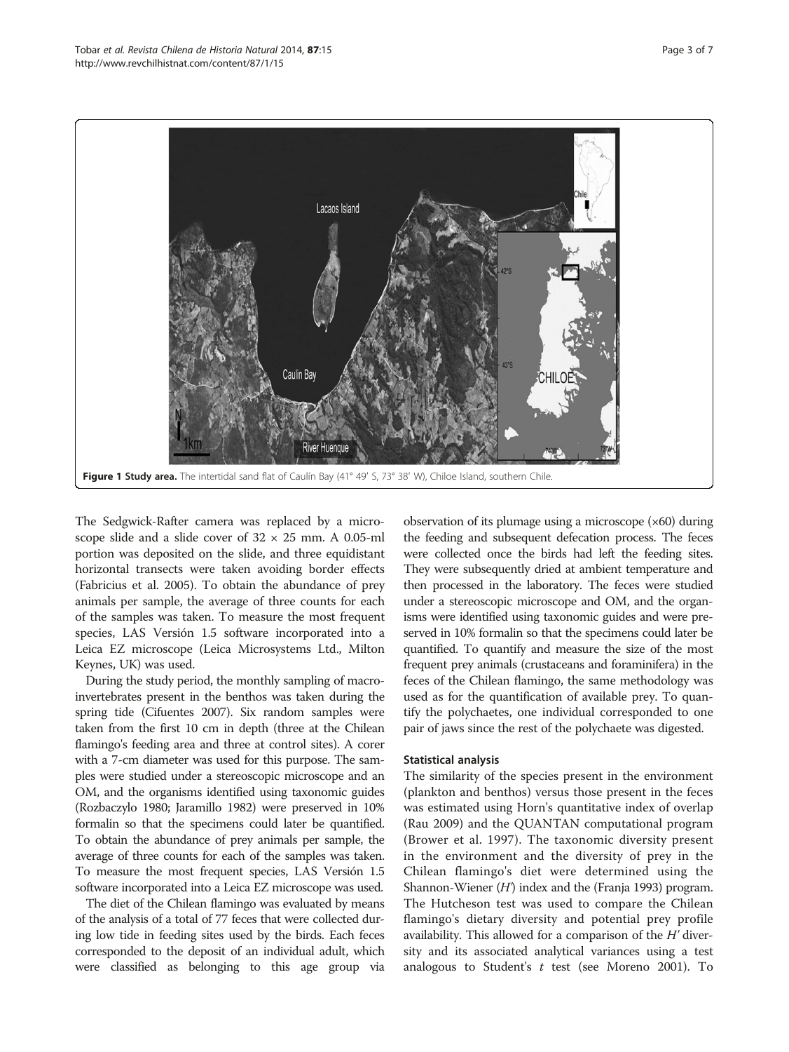**Figure 1 Study area.** The intertidal sand flat of Caulín Bay (41° 49′ S, 73° 38′ W), Chiloe Island, southern Chile.

The Sedgwick-Rafter camera was replaced by a microscope slide and a slide cover of 32 × 25 mm. A 0.05-ml portion was deposited on the slide, and three equidistant horizontal transects were taken avoiding border effects (Fabricius et al. 2005). To obtain the abundance of prey animals per sample, the average of three counts for each of the samples was taken. To measure the most frequent species, LAS Versión 1.5 software incorporated into a Leica EZ microscope (Leica Microsystems Ltd., Milton Keynes, UK) was used.

During the study period, the monthly sampling of macroinvertebrates present in the benthos was taken during the spring tide (Cifuentes 2007). Six random samples were taken from the first 10 cm in depth (three at the Chilean flamingo's feeding area and three at control sites). A corer with a 7-cm diameter was used for this purpose. The samples were studied under a stereoscopic microscope and an OM, and the organisms identified using taxonomic guides (Rozbaczylo 1980; Jaramillo 1982) were preserved in 10% formalin so that the specimens could later be quantified. To obtain the abundance of prey animals per sample, the average of three counts for each of the samples was taken. To measure the most frequent species, LAS Versión 1.5 software incorporated into a Leica EZ microscope was used.

The diet of the Chilean flamingo was evaluated by means of the analysis of a total of 77 feces that were collected during low tide in feeding sites used by the birds. Each feces corresponded to the deposit of an individual adult, which were classified as belonging to this age group via observation of its plumage using a microscope (×60) during the feeding and subsequent defecation process. The feces were collected once the birds had left the feeding sites. They were subsequently dried at ambient temperature and then processed in the laboratory. The feces were studied under a stereoscopic microscope and OM, and the organisms were identified using taxonomic guides and were preserved in 10% formalin so that the specimens could later be quantified. To quantify and measure the size of the most frequent prey animals (crustaceans and foraminifera) in the feces of the Chilean flamingo, the same methodology was used as for the quantification of available prey. To quantify the polychaetes, one individual corresponded to one pair of jaws since the rest of the polychaete was digested.

### Statistical analysis

The similarity of the species present in the environment (plankton and benthos) versus those present in the feces was estimated using Horn's quantitative index of overlap (Rau 2009) and the QUANTAN computational program (Brower et al. 1997). The taxonomic diversity present in the environment and the diversity of prey in the Chilean flamingo's diet were determined using the Shannon-Wiener ($H'$) index and the (Franja 1993) program. The Hutcheson test was used to compare the Chilean flamingo's dietary diversity and potential prey profile availability. This allowed for a comparison of the $H'$ diversity and its associated analytical variances using a test analogous to Student's $t$ test (see Moreno 2001). To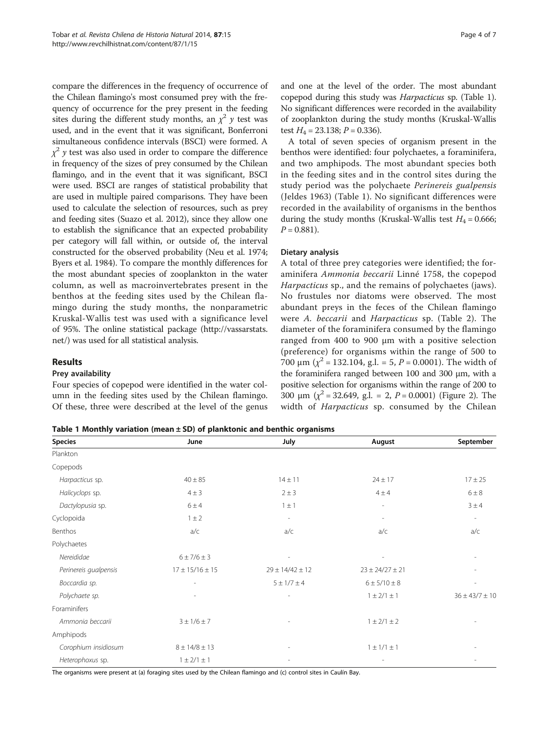compare the differences in the frequency of occurrence of the Chilean flamingo's most consumed prey with the frequency of occurrence for the prey present in the feeding sites during the different study months, an $\chi^2$ *y* test was used, and in the event that it was significant, Bonferroni simultaneous confidence intervals (BSCI) were formed. A $\chi^2$ *y* test was also used in order to compare the difference in frequency of the sizes of prey consumed by the Chilean flamingo, and in the event that it was significant, BSCI were used. BSCI are ranges of statistical probability that are used in multiple paired comparisons. They have been used to calculate the selection of resources, such as prey and feeding sites (Suazo et al. 2012), since they allow one to establish the significance that an expected probability per category will fall within, or outside of, the interval constructed for the observed probability (Neu et al. 1974; Byers et al. 1984). To compare the monthly differences for the most abundant species of zooplankton in the water column, as well as macroinvertebrates present in the benthos at the feeding sites used by the Chilean flamingo during the study months, the nonparametric Kruskal-Wallis test was used with a significance level of 95%. The online statistical package (http://vassarstats.net/) was used for all statistical analysis.

## Results

### Prey availability

Four species of copepod were identified in the water column in the feeding sites used by the Chilean flamingo. Of these, three were described at the level of the genus and one at the level of the order. The most abundant copepod during this study was *Harpacticus* sp. (Table 1). No significant differences were recorded in the availability of zooplankton during the study months (Kruskal-Wallis test $H_4 = 23.138$; $P = 0.336$).

A total of seven species of organism present in the benthos were identified: four polychaetes, a foraminifera, and two amphipods. The most abundant species both in the feeding sites and in the control sites during the study period was the polychaete *Perinereis gualpensis* (Jeldes 1963) (Table 1). No significant differences were recorded in the availability of organisms in the benthos during the study months (Kruskal-Wallis test $H_4 = 0.666$; $P = 0.881$).

### Dietary analysis

A total of three prey categories were identified; the foraminifera *Ammonia beccarii* Linné 1758, the copepod *Harpacticus* sp., and the remains of polychaetes (jaws). No frustules nor diatoms were observed. The most abundant preys in the feces of the Chilean flamingo were *A. beccarii* and *Harpacticus* sp. (Table 2). The diameter of the foraminifera consumed by the flamingo ranged from 400 to 900 μm with a positive selection (preference) for organisms within the range of 500 to 700 μm ($\chi^2 = 132.104$, g.l. = 5, $P = 0.0001$). The width of the foraminifera ranged between 100 and 300 μm, with a positive selection for organisms within the range of 200 to 300 μm ($\chi^2 = 32.649$, g.l. = 2, $P = 0.0001$) (Figure 2). The width of *Harpacticus* sp. consumed by the Chilean

**Table 1 Monthly variation (mean ± SD) of planktonic and benthic organisms**

| Species | June | July | August | September |
|---|---|---|---|---|
| Plankton | | | | |
| Copepods | | | | |
| *Harpacticus* sp. | 40 ± 85 | 14 ± 11 | 24 ± 17 | 17 ± 25 |
| *Halicyclops* sp. | 4 ± 3 | 2 ± 3 | 4 ± 4 | 6 ± 8 |
| *Dactylopusia* sp. | 6 ± 4 | 1 ± 1 | - | 3 ± 4 |
| Cyclopoida | 1 ± 2 | - | - | - |
| Benthos | a/c | a/c | a/c | a/c |
| Polychaetes | | | | |
| *Nereididae* | 6 ± 7/6 ± 3 | - | - | - |
| *Perinereis gualpensis* | 17 ± 15/16 ± 15 | 29 ± 14/42 ± 12 | 23 ± 24/27 ± 21 | - |
| *Boccardia sp.* | - | 5 ± 1/7 ± 4 | 6 ± 5/10 ± 8 | - |
| *Polychaete sp.* | - | - | 1 ± 2/1 ± 1 | 36 ± 43/7 ± 10 |
| Foraminifers | | | | |
| *Ammonia beccarii* | 3 ± 1/6 ± 7 | - | 1 ± 2/1 ± 2 | - |
| Amphipods | | | | |
| *Corophium insidiosum* | 8 ± 14/8 ± 13 | - | 1 ± 1/1 ± 1 | - |
| *Heterophoxus* sp. | 1 ± 2/1 ± 1 | - | - | - |

The organisms were present at (a) foraging sites used by the Chilean flamingo and (c) control sites in Caulín Bay.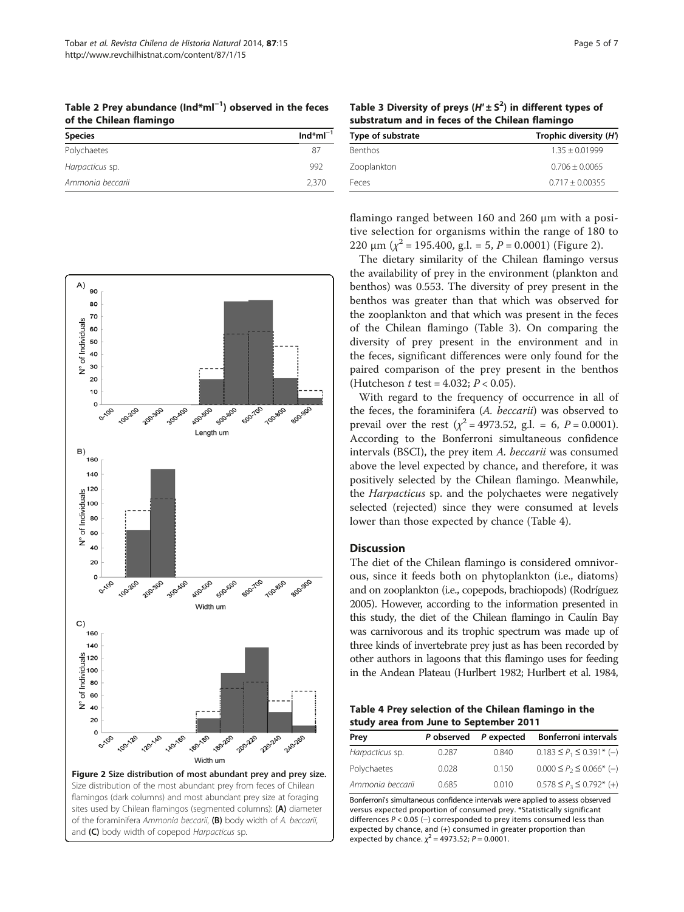**Table 2 Prey abundance (Ind*ml$^{-1}$) observed in the feces of the Chilean flamingo**

| Species | Ind*ml$^{-1}$ |
|---|---|
| Polychaetes | 87 |
| *Harpacticus* sp. | 992 |
| *Ammonia beccarii* | 2,370 |

**Table 3 Diversity of preys ($H' \pm S^2$) in different types of substratum and in feces of the Chilean flamingo**

| Type of substrate | Trophic diversity ($H'$) |
|---|---|
| Benthos | 1.35 ± 0.01999 |
| Zooplankton | 0.706 ± 0.0065 |
| Feces | 0.717 ± 0.00355 |

**Figure 2 Size distribution of most abundant prey and prey size.** Size distribution of the most abundant prey from feces of Chilean flamingos (dark columns) and most abundant prey size at foraging sites used by Chilean flamingos (segmented columns): **(A)** diameter of the foraminifera *Ammonia beccarii*, **(B)** body width of *A. beccarii*, and **(C)** body width of copepod *Harpacticus* sp.

flamingo ranged between 160 and 260 μm with a positive selection for organisms within the range of 180 to 220 μm ($\chi^2$ = 195.400, g.l. = 5, $P$ = 0.0001) (Figure 2).

The dietary similarity of the Chilean flamingo versus the availability of prey in the environment (plankton and benthos) was 0.553. The diversity of prey present in the benthos was greater than that which was observed for the zooplankton and that which was present in the feces of the Chilean flamingo (Table 3). On comparing the diversity of prey present in the environment and in the feces, significant differences were only found for the paired comparison of the prey present in the benthos (Hutcheson $t$ test = 4.032; $P < 0.05$).

With regard to the frequency of occurrence in all of the feces, the foraminifera (*A. beccarii*) was observed to prevail over the rest ($\chi^2$ = 4973.52, g.l. = 6, $P$ = 0.0001). According to the Bonferroni simultaneous confidence intervals (BSCI), the prey item *A. beccarii* was consumed above the level expected by chance, and therefore, it was positively selected by the Chilean flamingo. Meanwhile, the *Harpacticus* sp. and the polychaetes were negatively selected (rejected) since they were consumed at levels lower than those expected by chance (Table 4).

## Discussion

The diet of the Chilean flamingo is considered omnivorous, since it feeds both on phytoplankton (i.e., diatoms) and on zooplankton (i.e., copepods, brachiopods) (Rodríguez 2005). However, according to the information presented in this study, the diet of the Chilean flamingo in Caulín Bay was carnivorous and its trophic spectrum was made up of three kinds of invertebrate prey just as has been recorded by other authors in lagoons that this flamingo uses for feeding in the Andean Plateau (Hurlbert 1982; Hurlbert et al. 1984,

**Table 4 Prey selection of the Chilean flamingo in the study area from June to September 2011**

| Prey | P observed | P expected | Bonferroni intervals |
|---|---|---|---|
| *Harpacticus* sp. | 0.287 | 0.840 | $0.183 \leq P_1 \leq 0.391$* (−) |
| Polychaetes | 0.028 | 0.150 | $0.000 \leq P_2 \leq 0.066$* (−) |
| *Ammonia beccarii* | 0.685 | 0.010 | $0.578 \leq P_3 \leq 0.792$* (+) |

Bonferroni's simultaneous confidence intervals were applied to assess observed versus expected proportion of consumed prey. *Statistically significant differences $P < 0.05$ (−) corresponded to prey items consumed less than expected by chance, and (+) consumed in greater proportion than expected by chance. $\chi^2$ = 4973.52; $P$ = 0.0001.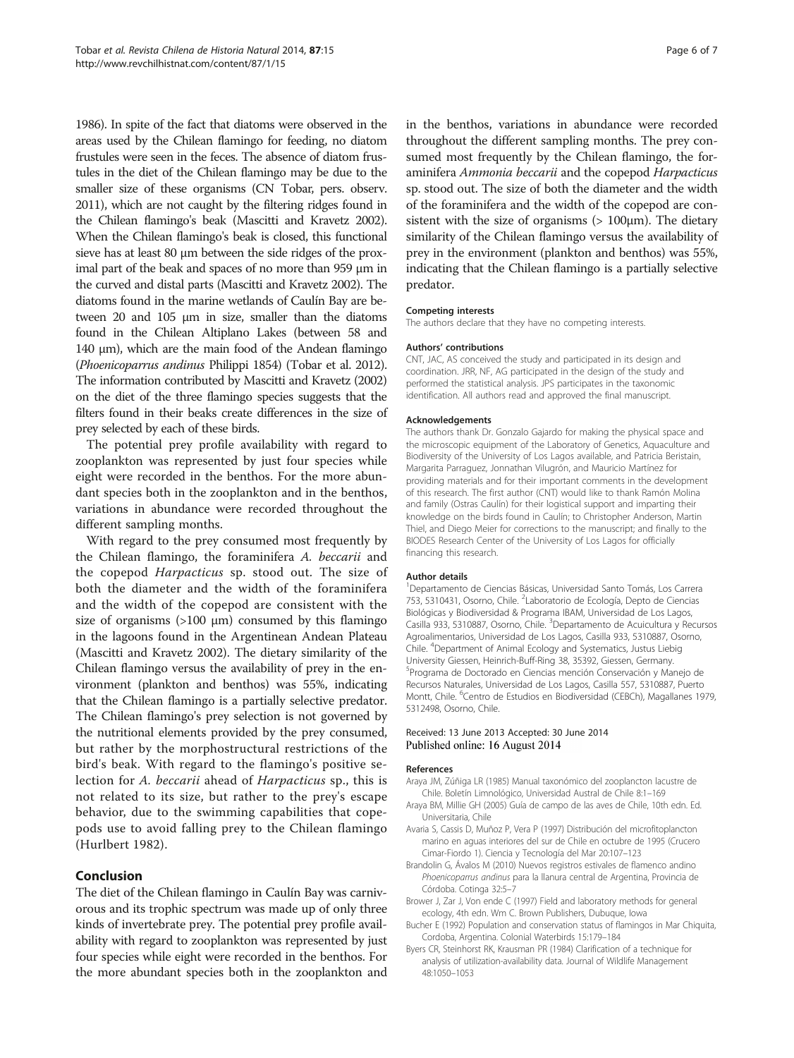1986). In spite of the fact that diatoms were observed in the areas used by the Chilean flamingo for feeding, no diatom frustules were seen in the feces. The absence of diatom frustules in the diet of the Chilean flamingo may be due to the smaller size of these organisms (CN Tobar, pers. observ. 2011), which are not caught by the filtering ridges found in the Chilean flamingo's beak (Mascitti and Kravetz 2002). When the Chilean flamingo's beak is closed, this functional sieve has at least 80 μm between the side ridges of the proximal part of the beak and spaces of no more than 959 μm in the curved and distal parts (Mascitti and Kravetz 2002). The diatoms found in the marine wetlands of Caulín Bay are between 20 and 105 μm in size, smaller than the diatoms found in the Chilean Altiplano Lakes (between 58 and 140 μm), which are the main food of the Andean flamingo (*Phoenicoparrus andinus* Philippi 1854) (Tobar et al. 2012). The information contributed by Mascitti and Kravetz (2002) on the diet of the three flamingo species suggests that the filters found in their beaks create differences in the size of prey selected by each of these birds.

The potential prey profile availability with regard to zooplankton was represented by just four species while eight were recorded in the benthos. For the more abundant species both in the zooplankton and in the benthos, variations in abundance were recorded throughout the different sampling months.

With regard to the prey consumed most frequently by the Chilean flamingo, the foraminifera *A. beccarii* and the copepod *Harpacticus* sp. stood out. The size of both the diameter and the width of the foraminifera and the width of the copepod are consistent with the size of organisms (>100 μm) consumed by this flamingo in the lagoons found in the Argentinean Andean Plateau (Mascitti and Kravetz 2002). The dietary similarity of the Chilean flamingo versus the availability of prey in the environment (plankton and benthos) was 55%, indicating that the Chilean flamingo is a partially selective predator. The Chilean flamingo's prey selection is not governed by the nutritional elements provided by the prey consumed, but rather by the morphostructural restrictions of the bird's beak. With regard to the flamingo's positive selection for *A. beccarii* ahead of *Harpacticus* sp., this is not related to its size, but rather to the prey's escape behavior, due to the swimming capabilities that copepods use to avoid falling prey to the Chilean flamingo (Hurlbert 1982).

## Conclusion

The diet of the Chilean flamingo in Caulín Bay was carnivorous and its trophic spectrum was made up of only three kinds of invertebrate prey. The potential prey profile availability with regard to zooplankton was represented by just four species while eight were recorded in the benthos. For the more abundant species both in the zooplankton and in the benthos, variations in abundance were recorded throughout the different sampling months. The prey consumed most frequently by the Chilean flamingo, the foraminifera *Ammonia beccarii* and the copepod *Harpacticus* sp. stood out. The size of both the diameter and the width of the foraminifera and the width of the copepod are consistent with the size of organisms (> 100μm). The dietary similarity of the Chilean flamingo versus the availability of prey in the environment (plankton and benthos) was 55%, indicating that the Chilean flamingo is a partially selective predator.

#### Competing interests

The authors declare that they have no competing interests.

#### Authors' contributions

CNT, JAC, AS conceived the study and participated in its design and coordination. JRR, NF, AG participated in the design of the study and performed the statistical analysis. JPS participates in the taxonomic identification. All authors read and approved the final manuscript.

#### Acknowledgements

The authors thank Dr. Gonzalo Gajardo for making the physical space and the microscopic equipment of the Laboratory of Genetics, Aquaculture and Biodiversity of the University of Los Lagos available, and Patricia Beristain, Margarita Parraguez, Jonnathan Vilugrón, and Mauricio Martínez for providing materials and for their important comments in the development of this research. The first author (CNT) would like to thank Ramón Molina and family (Ostras Caulín) for their logistical support and imparting their knowledge on the birds found in Caulín; to Christopher Anderson, Martin Thiel, and Diego Meier for corrections to the manuscript; and finally to the BIODES Research Center of the University of Los Lagos for officially financing this research.

#### Author details

[1]Departamento de Ciencias Básicas, Universidad Santo Tomás, Los Carrera 753, 5310431, Osorno, Chile. [2]Laboratorio de Ecología, Depto de Ciencias Biológicas y Biodiversidad & Programa IBAM, Universidad de Los Lagos, Casilla 933, 5310887, Osorno, Chile. [3]Departamento de Acuicultura y Recursos Agroalimentarios, Universidad de Los Lagos, Casilla 933, 5310887, Osorno, Chile. [4]Department of Animal Ecology and Systematics, Justus Liebig University Giessen, Heinrich-Buff-Ring 38, 35392, Giessen, Germany. [5]Programa de Doctorado en Ciencias mención Conservación y Manejo de Recursos Naturales, Universidad de Los Lagos, Casilla 557, 5310887, Puerto Montt, Chile. [6]Centro de Estudios en Biodiversidad (CEBCh), Magallanes 1979, 5312498, Osorno, Chile.

Received: 13 June 2013 Accepted: 30 June 2014
Published online: 16 August 2014

#### References

Araya JM, Zúñiga LR (1985) Manual taxonómico del zooplancton lacustre de Chile. Boletín Limnológico, Universidad Austral de Chile 8:1–169

Araya BM, Millie GH (2005) Guía de campo de las aves de Chile, 10th edn. Ed. Universitaria, Chile

Avaria S, Cassis D, Muñoz P, Vera P (1997) Distribución del microfitoplancton marino en aguas interiores del sur de Chile en octubre de 1995 (Crucero Cimar-Fiordo 1). Ciencia y Tecnología del Mar 20:107–123

Brandolin G, Ávalos M (2010) Nuevos registros estivales de flamenco andino *Phoenicoparrus andinus* para la llanura central de Argentina, Provincia de Córdoba. Cotinga 32:5–7

Brower J, Zar J, Von ende C (1997) Field and laboratory methods for general ecology, 4th edn. Wm C. Brown Publishers, Dubuque, Iowa

Bucher E (1992) Population and conservation status of flamingos in Mar Chiquita, Cordoba, Argentina. Colonial Waterbirds 15:179–184

Byers CR, Steinhorst RK, Krausman PR (1984) Clarification of a technique for analysis of utilization-availability data. Journal of Wildlife Management 48:1050–1053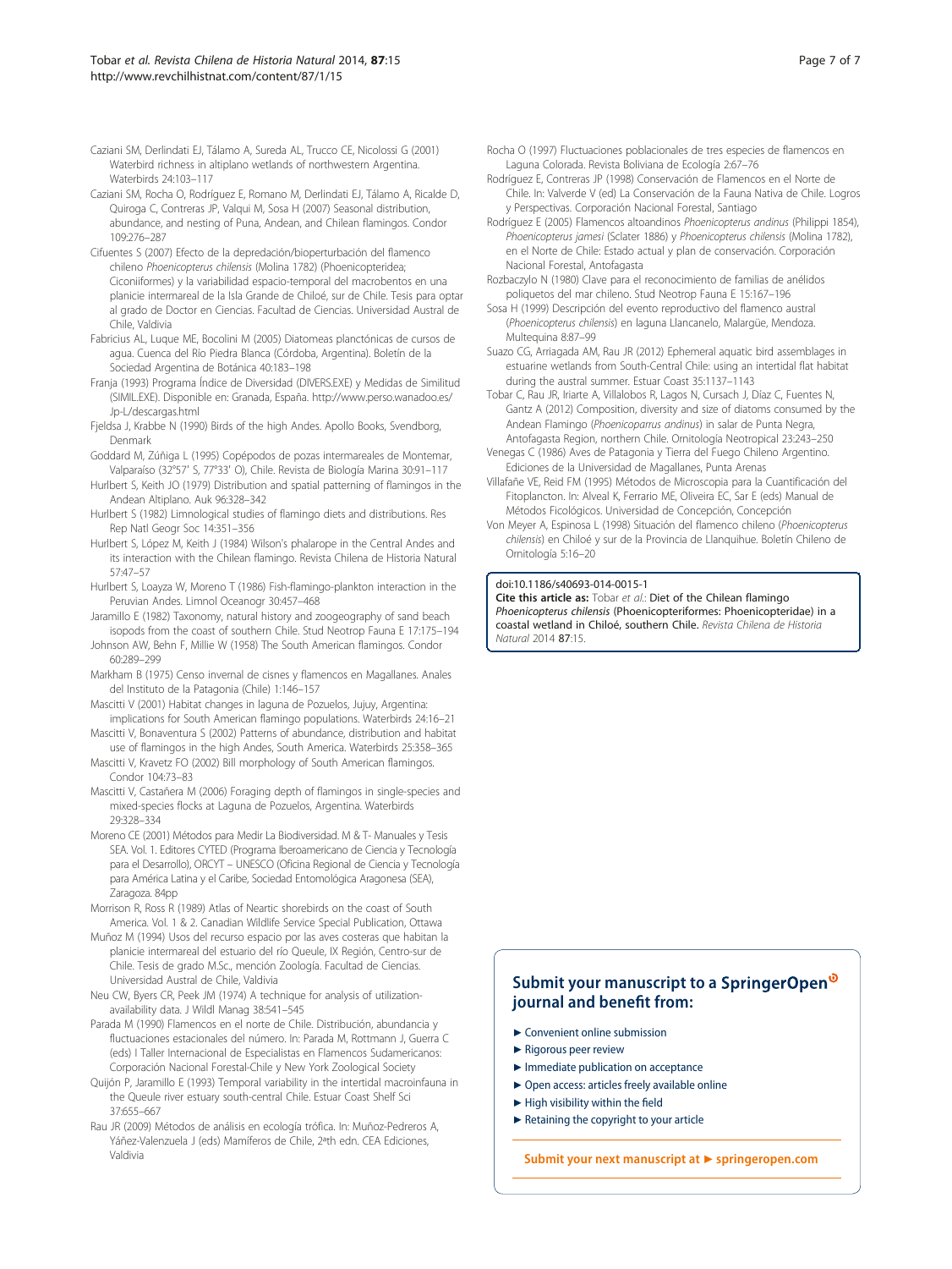Caziani SM, Derlindati EJ, Tálamo A, Sureda AL, Trucco CE, Nicolossi G (2001) Waterbird richness in altiplano wetlands of northwestern Argentina. Waterbirds 24:103–117

Caziani SM, Rocha O, Rodríguez E, Romano M, Derlindati EJ, Tálamo A, Ricalde D, Quiroga C, Contreras JP, Valqui M, Sosa H (2007) Seasonal distribution, abundance, and nesting of Puna, Andean, and Chilean flamingos. Condor 109:276–287

Cifuentes S (2007) Efecto de la depredación/bioperturbación del flamenco chileno *Phoenicopterus chilensis* (Molina 1782) (Phoenicopteridea; Ciconiiformes) y la variabilidad espacio-temporal del macrobentos en una planicie intermareal de la Isla Grande de Chiloé, sur de Chile. Tesis para optar al grado de Doctor en Ciencias. Facultad de Ciencias. Universidad Austral de Chile, Valdivia

Fabricius AL, Luque ME, Bocolini M (2005) Diatomeas planctónicas de cursos de agua. Cuenca del Río Piedra Blanca (Córdoba, Argentina). Boletín de la Sociedad Argentina de Botánica 40:183–198

Franja (1993) Programa Índice de Diversidad (DIVERS.EXE) y Medidas de Similitud (SIMIL.EXE). Disponible en: Granada, España. http://www.perso.wanadoo.es/Jp-L/descargas.html

Fjeldsa J, Krabbe N (1990) Birds of the high Andes. Apollo Books, Svendborg, Denmark

Goddard M, Zúñiga L (1995) Copépodos de pozas intermareales de Montemar, Valparaíso (32°57′ S, 77°33′ O), Chile. Revista de Biología Marina 30:91–117

Hurlbert S, Keith JO (1979) Distribution and spatial patterning of flamingos in the Andean Altiplano. Auk 96:328–342

Hurlbert S (1982) Limnological studies of flamingo diets and distributions. Res Rep Natl Geogr Soc 14:351–356

Hurlbert S, López M, Keith J (1984) Wilson's phalarope in the Central Andes and its interaction with the Chilean flamingo. Revista Chilena de Historia Natural 57:47–57

Hurlbert S, Loayza W, Moreno T (1986) Fish-flamingo-plankton interaction in the Peruvian Andes. Limnol Oceanogr 30:457–468

Jaramillo E (1982) Taxonomy, natural history and zoogeography of sand beach isopods from the coast of southern Chile. Stud Neotrop Fauna E 17:175–194

Johnson AW, Behn F, Millie W (1958) The South American flamingos. Condor 60:289–299

Markham B (1975) Censo invernal de cisnes y flamencos en Magallanes. Anales del Instituto de la Patagonia (Chile) 1:146–157

Mascitti V (2001) Habitat changes in laguna de Pozuelos, Jujuy, Argentina: implications for South American flamingo populations. Waterbirds 24:16–21

Mascitti V, Bonaventura S (2002) Patterns of abundance, distribution and habitat use of flamingos in the high Andes, South America. Waterbirds 25:358–365

Mascitti V, Kravetz FO (2002) Bill morphology of South American flamingos. Condor 104:73–83

Mascitti V, Castañera M (2006) Foraging depth of flamingos in single-species and mixed-species flocks at Laguna de Pozuelos, Argentina. Waterbirds 29:328–334

Moreno CE (2001) Métodos para Medir La Biodiversidad. M & T- Manuales y Tesis SEA. Vol. 1. Editores CYTED (Programa Iberoamericano de Ciencia y Tecnología para el Desarrollo), ORCYT – UNESCO (Oficina Regional de Ciencia y Tecnología para América Latina y el Caribe, Sociedad Entomológica Aragonesa (SEA), Zaragoza. 84pp

Morrison R, Ross R (1989) Atlas of Neartic shorebirds on the coast of South America. Vol. 1 & 2. Canadian Wildlife Service Special Publication, Ottawa

Muñoz M (1994) Usos del recurso espacio por las aves costeras que habitan la planicie intermareal del estuario del río Queule, IX Región, Centro-sur de Chile. Tesis de grado M.Sc., mención Zoología. Facultad de Ciencias. Universidad Austral de Chile, Valdivia

Neu CW, Byers CR, Peek JM (1974) A technique for analysis of utilization-availability data. J Wildl Manag 38:541–545

Parada M (1990) Flamencos en el norte de Chile. Distribución, abundancia y fluctuaciones estacionales del número. In: Parada M, Rottmann J, Guerra C (eds) I Taller Internacional de Especialistas en Flamencos Sudamericanos: Corporación Nacional Forestal-Chile y New York Zoological Society

Quijón P, Jaramillo E (1993) Temporal variability in the intertidal macroinfauna in the Queule river estuary south-central Chile. Estuar Coast Shelf Sci 37:655–667

Rau JR (2009) Métodos de análisis en ecología trófica. In: Muñoz-Pedreros A, Yáñez-Valenzuela J (eds) Mamíferos de Chile, 2ªth edn. CEA Ediciones, Valdivia

Rocha O (1997) Fluctuaciones poblacionales de tres especies de flamencos en Laguna Colorada. Revista Boliviana de Ecología 2:67–76

Rodríguez E, Contreras JP (1998) Conservación de Flamencos en el Norte de Chile. In: Valverde V (ed) La Conservación de la Fauna Nativa de Chile. Logros y Perspectivas. Corporación Nacional Forestal, Santiago

Rodríguez E (2005) Flamencos altoandinos *Phoenicopterus andinus* (Philippi 1854), *Phoenicopterus jamesi* (Sclater 1886) y *Phoenicopterus chilensis* (Molina 1782), en el Norte de Chile: Estado actual y plan de conservación. Corporación Nacional Forestal, Antofagasta

Rozbaczylo N (1980) Clave para el reconocimiento de familias de anélidos poliquetos del mar chileno. Stud Neotrop Fauna E 15:167–196

Sosa H (1999) Descripción del evento reproductivo del flamenco austral (*Phoenicopterus chilensis*) en laguna Llancanelo, Malargüe, Mendoza. Multequina 8:87–99

Suazo CG, Arriagada AM, Rau JR (2012) Ephemeral aquatic bird assemblages in estuarine wetlands from South-Central Chile: using an intertidal flat habitat during the austral summer. Estuar Coast 35:1137–1143

Tobar C, Rau JR, Iriarte A, Villalobos R, Lagos N, Cursach J, Díaz C, Fuentes N, Gantz A (2012) Composition, diversity and size of diatoms consumed by the Andean Flamingo (*Phoenicoparrus andinus*) in salar de Punta Negra, Antofagasta Region, northern Chile. Ornitología Neotropical 23:243–250

Venegas C (1986) Aves de Patagonia y Tierra del Fuego Chileno Argentino. Ediciones de la Universidad de Magallanes, Punta Arenas

Villafañe VE, Reid FM (1995) Métodos de Microscopia para la Cuantificación del Fitoplancton. In: Alveal K, Ferrario ME, Oliveira EC, Sar E (eds) Manual de Métodos Ficológicos. Universidad de Concepción, Concepción

Von Meyer A, Espinosa L (1998) Situación del flamenco chileno (*Phoenicopterus chilensis*) en Chiloé y sur de la Provincia de Llanquihue. Boletín Chileno de Ornitología 5:16–20

doi:10.1186/s40693-014-0015-1

**Cite this article as:** Tobar *et al.*: Diet of the Chilean flamingo *Phoenicopterus chilensis* (Phoenicopteriformes: Phoenicopteridae) in a coastal wetland in Chiloé, southern Chile. *Revista Chilena de Historia Natural* 2014 **87**:15.

**Submit your manuscript to a SpringerOpen journal and benefit from:**

- ► Convenient online submission
- ► Rigorous peer review
- ► Immediate publication on acceptance
- ► Open access: articles freely available online
- ► High visibility within the field
- ► Retaining the copyright to your article

**Submit your next manuscript at ► springeropen.com**